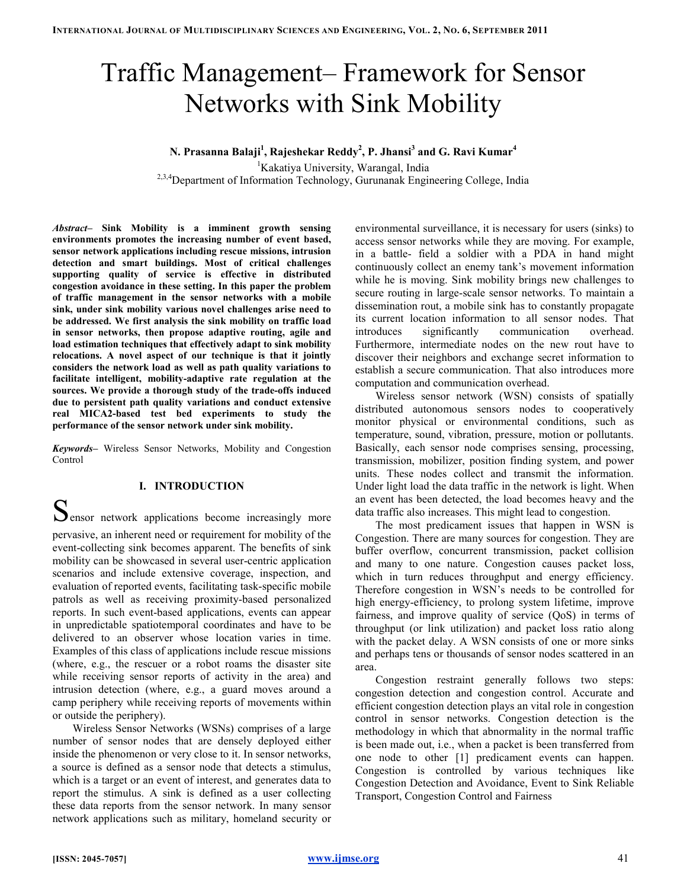# Traffic Management– Framework for Sensor Networks with Sink Mobility

**N. Prasanna Balaji[1], Rajeshekar Reddy[2], P. Jhansi[3] and G. Ravi Kumar[4]**

[1]Kakatiya University, Warangal, India

[2,3,4]Department of Information Technology, Gurunanak Engineering College, India

***Abstract*– Sink Mobility is a imminent growth sensing environments promotes the increasing number of event based, sensor network applications including rescue missions, intrusion detection and smart buildings. Most of critical challenges supporting quality of service is effective in distributed congestion avoidance in these setting. In this paper the problem of traffic management in the sensor networks with a mobile sink, under sink mobility various novel challenges arise need to be addressed. We first analysis the sink mobility on traffic load in sensor networks, then propose adaptive routing, agile and load estimation techniques that effectively adapt to sink mobility relocations. A novel aspect of our technique is that it jointly considers the network load as well as path quality variations to facilitate intelligent, mobility-adaptive rate regulation at the sources. We provide a thorough study of the trade-offs induced due to persistent path quality variations and conduct extensive real MICA2-based test bed experiments to study the performance of the sensor network under sink mobility.**

***Keywords*–** Wireless Sensor Networks, Mobility and Congestion Control

## I. INTRODUCTION

Sensor network applications become increasingly more pervasive, an inherent need or requirement for mobility of the event-collecting sink becomes apparent. The benefits of sink mobility can be showcased in several user-centric application scenarios and include extensive coverage, inspection, and evaluation of reported events, facilitating task-specific mobile patrols as well as receiving proximity-based personalized reports. In such event-based applications, events can appear in unpredictable spatiotemporal coordinates and have to be delivered to an observer whose location varies in time. Examples of this class of applications include rescue missions (where, e.g., the rescuer or a robot roams the disaster site while receiving sensor reports of activity in the area) and intrusion detection (where, e.g., a guard moves around a camp periphery while receiving reports of movements within or outside the periphery).

Wireless Sensor Networks (WSNs) comprises of a large number of sensor nodes that are densely deployed either inside the phenomenon or very close to it. In sensor networks, a source is defined as a sensor node that detects a stimulus, which is a target or an event of interest, and generates data to report the stimulus. A sink is defined as a user collecting these data reports from the sensor network. In many sensor network applications such as military, homeland security or environmental surveillance, it is necessary for users (sinks) to access sensor networks while they are moving. For example, in a battle- field a soldier with a PDA in hand might continuously collect an enemy tank's movement information while he is moving. Sink mobility brings new challenges to secure routing in large-scale sensor networks. To maintain a dissemination rout, a mobile sink has to constantly propagate its current location information to all sensor nodes. That introduces significantly communication overhead. Furthermore, intermediate nodes on the new rout have to discover their neighbors and exchange secret information to establish a secure communication. That also introduces more computation and communication overhead.

Wireless sensor network (WSN) consists of spatially distributed autonomous sensors nodes to cooperatively monitor physical or environmental conditions, such as temperature, sound, vibration, pressure, motion or pollutants. Basically, each sensor node comprises sensing, processing, transmission, mobilizer, position finding system, and power units. These nodes collect and transmit the information. Under light load the data traffic in the network is light. When an event has been detected, the load becomes heavy and the data traffic also increases. This might lead to congestion.

The most predicament issues that happen in WSN is Congestion. There are many sources for congestion. They are buffer overflow, concurrent transmission, packet collision and many to one nature. Congestion causes packet loss, which in turn reduces throughput and energy efficiency. Therefore congestion in WSN's needs to be controlled for high energy-efficiency, to prolong system lifetime, improve fairness, and improve quality of service (QoS) in terms of throughput (or link utilization) and packet loss ratio along with the packet delay. A WSN consists of one or more sinks and perhaps tens or thousands of sensor nodes scattered in an area.

Congestion restraint generally follows two steps: congestion detection and congestion control. Accurate and efficient congestion detection plays an vital role in congestion control in sensor networks. Congestion detection is the methodology in which that abnormality in the normal traffic is been made out, i.e., when a packet is been transferred from one node to other [1] predicament events can happen. Congestion is controlled by various techniques like Congestion Detection and Avoidance, Event to Sink Reliable Transport, Congestion Control and Fairness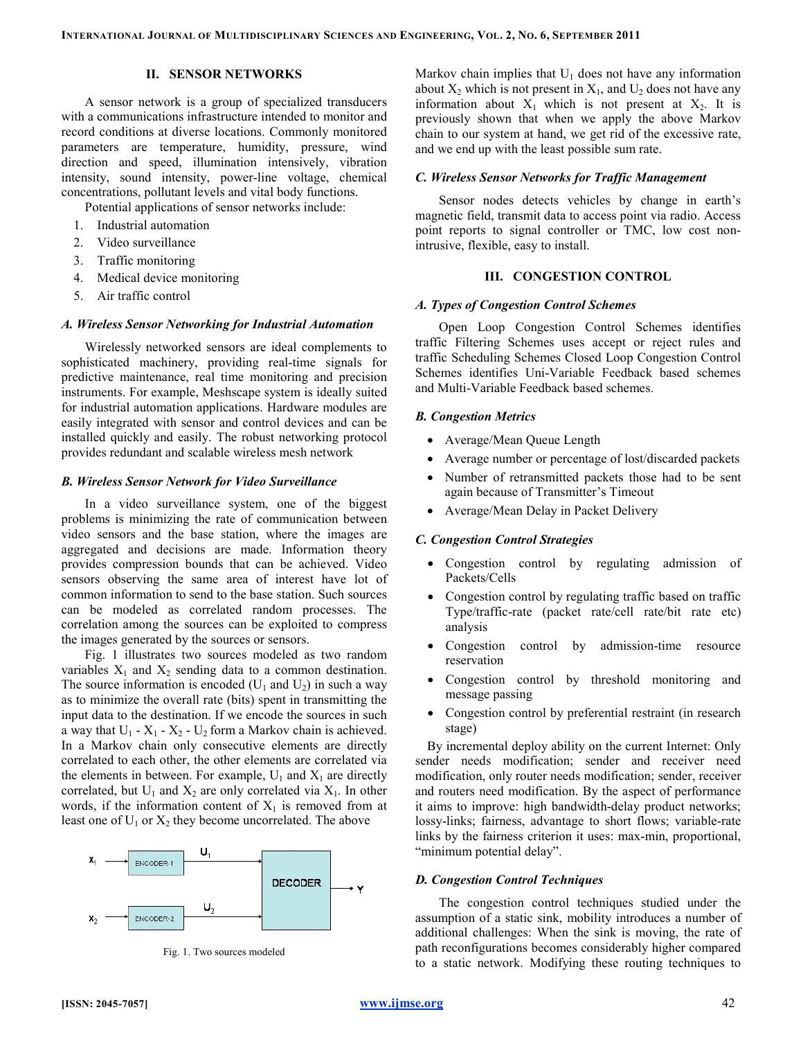## II. SENSOR NETWORKS

A sensor network is a group of specialized transducers with a communications infrastructure intended to monitor and record conditions at diverse locations. Commonly monitored parameters are temperature, humidity, pressure, wind direction and speed, illumination intensively, vibration intensity, sound intensity, power-line voltage, chemical concentrations, pollutant levels and vital body functions.

Potential applications of sensor networks include:

1. Industrial automation
2. Video surveillance
3. Traffic monitoring
4. Medical device monitoring
5. Air traffic control

### *A. Wireless Sensor Networking for Industrial Automation*

Wirelessly networked sensors are ideal complements to sophisticated machinery, providing real-time signals for predictive maintenance, real time monitoring and precision instruments. For example, Meshscape system is ideally suited for industrial automation applications. Hardware modules are easily integrated with sensor and control devices and can be installed quickly and easily. The robust networking protocol provides redundant and scalable wireless mesh network

### *B. Wireless Sensor Network for Video Surveillance*

In a video surveillance system, one of the biggest problems is minimizing the rate of communication between video sensors and the base station, where the images are aggregated and decisions are made. Information theory provides compression bounds that can be achieved. Video sensors observing the same area of interest have lot of common information to send to the base station. Such sources can be modeled as correlated random processes. The correlation among the sources can be exploited to compress the images generated by the sources or sensors.

Fig. 1 illustrates two sources modeled as two random variables $X_1$ and $X_2$ sending data to a common destination. The source information is encoded ($U_1$ and $U_2$) in such a way as to minimize the overall rate (bits) spent in transmitting the input data to the destination. If we encode the sources in such a way that $U_1$ - $X_1$ - $X_2$ - $U_2$ form a Markov chain is achieved. In a Markov chain only consecutive elements are directly correlated to each other, the other elements are correlated via the elements in between. For example, $U_1$ and $X_1$ are directly correlated, but $U_1$ and $X_2$ are only correlated via $X_1$. In other words, if the information content of $X_1$ is removed from at least one of $U_1$ or $X_2$ they become uncorrelated. The above Markov chain implies that $U_1$ does not have any information about $X_2$ which is not present in $X_1$, and $U_2$ does not have any information about $X_1$ which is not present at $X_2$. It is previously shown that when we apply the above Markov chain to our system at hand, we get rid of the excessive rate, and we end up with the least possible sum rate.

Fig. 1. Two sources modeled

### *C. Wireless Sensor Networks for Traffic Management*

Sensor nodes detects vehicles by change in earth's magnetic field, transmit data to access point via radio. Access point reports to signal controller or TMC, low cost non-intrusive, flexible, easy to install.

## III. CONGESTION CONTROL

### *A. Types of Congestion Control Schemes*

Open Loop Congestion Control Schemes identifies traffic Filtering Schemes uses accept or reject rules and traffic Scheduling Schemes Closed Loop Congestion Control Schemes identifies Uni-Variable Feedback based schemes and Multi-Variable Feedback based schemes.

### *B. Congestion Metrics*

- Average/Mean Queue Length
- Average number or percentage of lost/discarded packets
- Number of retransmitted packets those had to be sent again because of Transmitter's Timeout
- Average/Mean Delay in Packet Delivery

### *C. Congestion Control Strategies*

- Congestion control by regulating admission of Packets/Cells
- Congestion control by regulating traffic based on traffic Type/traffic-rate (packet rate/cell rate/bit rate etc) analysis
- Congestion control by admission-time resource reservation
- Congestion control by threshold monitoring and message passing
- Congestion control by preferential restraint (in research stage)

By incremental deploy ability on the current Internet: Only sender needs modification; sender and receiver need modification, only router needs modification; sender, receiver and routers need modification. By the aspect of performance it aims to improve: high bandwidth-delay product networks; lossy-links; fairness, advantage to short flows; variable-rate links by the fairness criterion it uses: max-min, proportional, "minimum potential delay".

### *D. Congestion Control Techniques*

The congestion control techniques studied under the assumption of a static sink, mobility introduces a number of additional challenges: When the sink is moving, the rate of path reconfigurations becomes considerably higher compared to a static network. Modifying these routing techniques to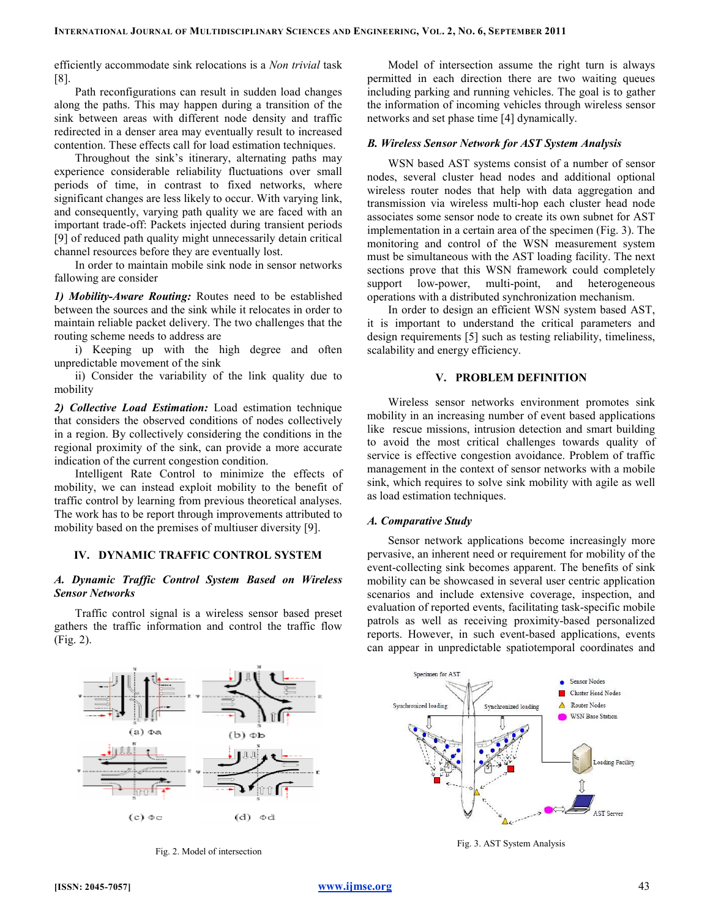efficiently accommodate sink relocations is a *Non trivial* task [8].

Path reconfigurations can result in sudden load changes along the paths. This may happen during a transition of the sink between areas with different node density and traffic redirected in a denser area may eventually result to increased contention. These effects call for load estimation techniques.

Throughout the sink's itinerary, alternating paths may experience considerable reliability fluctuations over small periods of time, in contrast to fixed networks, where significant changes are less likely to occur. With varying link, and consequently, varying path quality we are faced with an important trade-off: Packets injected during transient periods [9] of reduced path quality might unnecessarily detain critical channel resources before they are eventually lost.

In order to maintain mobile sink node in sensor networks fallowing are consider

***1) Mobility-Aware Routing:*** Routes need to be established between the sources and the sink while it relocates in order to maintain reliable packet delivery. The two challenges that the routing scheme needs to address are

i) Keeping up with the high degree and often unpredictable movement of the sink

ii) Consider the variability of the link quality due to mobility

***2) Collective Load Estimation:*** Load estimation technique that considers the observed conditions of nodes collectively in a region. By collectively considering the conditions in the regional proximity of the sink, can provide a more accurate indication of the current congestion condition.

Intelligent Rate Control to minimize the effects of mobility, we can instead exploit mobility to the benefit of traffic control by learning from previous theoretical analyses. The work has to be report through improvements attributed to mobility based on the premises of multiuser diversity [9].

## IV. DYNAMIC TRAFFIC CONTROL SYSTEM

### *A. Dynamic Traffic Control System Based on Wireless Sensor Networks*

Traffic control signal is a wireless sensor based preset gathers the traffic information and control the traffic flow (Fig. 2).

Fig. 2. Model of intersection

Model of intersection assume the right turn is always permitted in each direction there are two waiting queues including parking and running vehicles. The goal is to gather the information of incoming vehicles through wireless sensor networks and set phase time [4] dynamically.

### *B. Wireless Sensor Network for AST System Analysis*

WSN based AST systems consist of a number of sensor nodes, several cluster head nodes and additional optional wireless router nodes that help with data aggregation and transmission via wireless multi-hop each cluster head node associates some sensor node to create its own subnet for AST implementation in a certain area of the specimen (Fig. 3). The monitoring and control of the WSN measurement system must be simultaneous with the AST loading facility. The next sections prove that this WSN framework could completely support low-power, multi-point, and heterogeneous operations with a distributed synchronization mechanism.

In order to design an efficient WSN system based AST, it is important to understand the critical parameters and design requirements [5] such as testing reliability, timeliness, scalability and energy efficiency.

Fig. 3. AST System Analysis

## V. PROBLEM DEFINITION

Wireless sensor networks environment promotes sink mobility in an increasing number of event based applications like rescue missions, intrusion detection and smart building to avoid the most critical challenges towards quality of service is effective congestion avoidance. Problem of traffic management in the context of sensor networks with a mobile sink, which requires to solve sink mobility with agile as well as load estimation techniques.

### *A. Comparative Study*

Sensor network applications become increasingly more pervasive, an inherent need or requirement for mobility of the event-collecting sink becomes apparent. The benefits of sink mobility can be showcased in several user centric application scenarios and include extensive coverage, inspection, and evaluation of reported events, facilitating task-specific mobile patrols as well as receiving proximity-based personalized reports. However, in such event-based applications, events can appear in unpredictable spatiotemporal coordinates and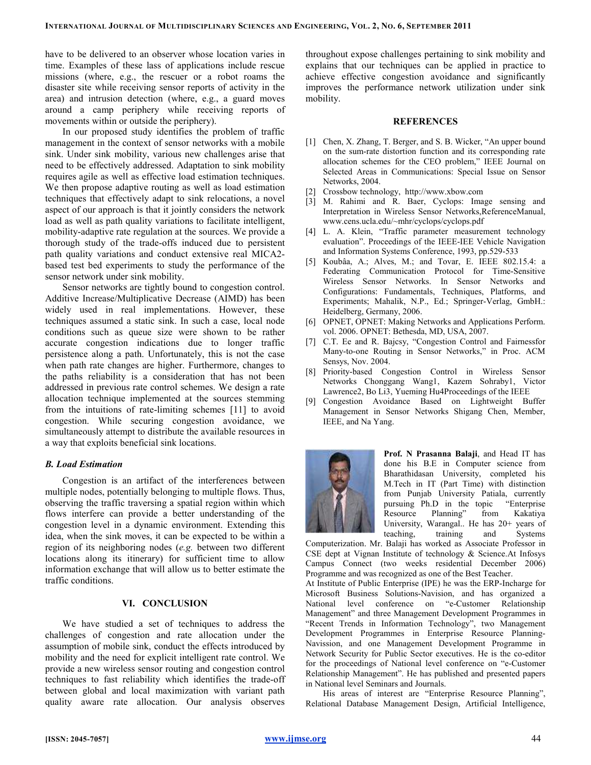have to be delivered to an observer whose location varies in time. Examples of these lass of applications include rescue missions (where, e.g., the rescuer or a robot roams the disaster site while receiving sensor reports of activity in the area) and intrusion detection (where, e.g., a guard moves around a camp periphery while receiving reports of movements within or outside the periphery).

In our proposed study identifies the problem of traffic management in the context of sensor networks with a mobile sink. Under sink mobility, various new challenges arise that need to be effectively addressed. Adaptation to sink mobility requires agile as well as effective load estimation techniques. We then propose adaptive routing as well as load estimation techniques that effectively adapt to sink relocations, a novel aspect of our approach is that it jointly considers the network load as well as path quality variations to facilitate intelligent, mobility-adaptive rate regulation at the sources. We provide a thorough study of the trade-offs induced due to persistent path quality variations and conduct extensive real MICA2-based test bed experiments to study the performance of the sensor network under sink mobility.

Sensor networks are tightly bound to congestion control. Additive Increase/Multiplicative Decrease (AIMD) has been widely used in real implementations. However, these techniques assumed a static sink. In such a case, local node conditions such as queue size were shown to be rather accurate congestion indications due to longer traffic persistence along a path. Unfortunately, this is not the case when path rate changes are higher. Furthermore, changes to the paths reliability is a consideration that has not been addressed in previous rate control schemes. We design a rate allocation technique implemented at the sources stemming from the intuitions of rate-limiting schemes [11] to avoid congestion. While securing congestion avoidance, we simultaneously attempt to distribute the available resources in a way that exploits beneficial sink locations.

### *B. Load Estimation*

Congestion is an artifact of the interferences between multiple nodes, potentially belonging to multiple flows. Thus, observing the traffic traversing a spatial region within which flows interfere can provide a better understanding of the congestion level in a dynamic environment. Extending this idea, when the sink moves, it can be expected to be within a region of its neighboring nodes (*e.g.* between two different locations along its itinerary) for sufficient time to allow information exchange that will allow us to better estimate the traffic conditions.

## VI. CONCLUSION

We have studied a set of techniques to address the challenges of congestion and rate allocation under the assumption of mobile sink, conduct the effects introduced by mobility and the need for explicit intelligent rate control. We provide a new wireless sensor routing and congestion control techniques to fast reliability which identifies the trade-off between global and local maximization with variant path quality aware rate allocation. Our analysis observes throughout expose challenges pertaining to sink mobility and explains that our techniques can be applied in practice to achieve effective congestion avoidance and significantly improves the performance network utilization under sink mobility.

## REFERENCES

[1] Chen, X. Zhang, T. Berger, and S. B. Wicker, "An upper bound on the sum-rate distortion function and its corresponding rate allocation schemes for the CEO problem," IEEE Journal on Selected Areas in Communications: Special Issue on Sensor Networks, 2004.
[2] Crossbow technology, http://www.xbow.com
[3] M. Rahimi and R. Baer, Cyclops: Image sensing and Interpretation in Wireless Sensor Networks,ReferenceManual, www.cens.ucla.edu/~mhr/cyclops/cyclops.pdf
[4] L. A. Klein, "Traffic parameter measurement technology evaluation". Proceedings of the IEEE-IEE Vehicle Navigation and Information Systems Conference, 1993, pp.529-533
[5] Koubâa, A.; Alves, M.; and Tovar, E. IEEE 802.15.4: a Federating Communication Protocol for Time-Sensitive Wireless Sensor Networks. In Sensor Networks and Configurations: Fundamentals, Techniques, Platforms, and Experiments; Mahalik, N.P., Ed.; Springer-Verlag, GmbH.: Heidelberg, Germany, 2006.
[6] OPNET, OPNET: Making Networks and Applications Perform. vol. 2006. OPNET: Bethesda, MD, USA, 2007.
[7] C.T. Ee and R. Bajcsy, "Congestion Control and Fairnessfor Many-to-one Routing in Sensor Networks," in Proc. ACM Sensys, Nov. 2004.
[8] Priority-based Congestion Control in Wireless Sensor Networks Chonggang Wang1, Kazem Sohraby1, Victor Lawrence2, Bo Li3, Yueming Hu4Proceedings of the IEEE
[9] Congestion Avoidance Based on Lightweight Buffer Management in Sensor Networks Shigang Chen, Member, IEEE, and Na Yang.

**Prof. N Prasanna Balaji**, and Head IT has done his B.E in Computer science from Bharathidasan University, completed his M.Tech in IT (Part Time) with distinction from Punjab University Patiala, currently pursuing Ph.D in the topic "Enterprise Resource Planning" from Kakatiya University, Warangal.. He has 20+ years of teaching, training and Systems Computerization. Mr. Balaji has worked as Associate Professor in CSE dept at Vignan Institute of technology & Science.At Infosys Campus Connect (two weeks residential December 2006) Programme and was recognized as one of the Best Teacher.

At Institute of Public Enterprise (IPE) he was the ERP-Incharge for Microsoft Business Solutions-Navision, and has organized a National level conference on "e-Customer Relationship Management" and three Management Development Programmes in "Recent Trends in Information Technology", two Management Development Programmes in Enterprise Resource Planning-Navission, and one Management Development Programme in Network Security for Public Sector executives. He is the co-editor for the proceedings of National level conference on "e-Customer Relationship Management". He has published and presented papers in National level Seminars and Journals.

His areas of interest are "Enterprise Resource Planning", Relational Database Management Design, Artificial Intelligence,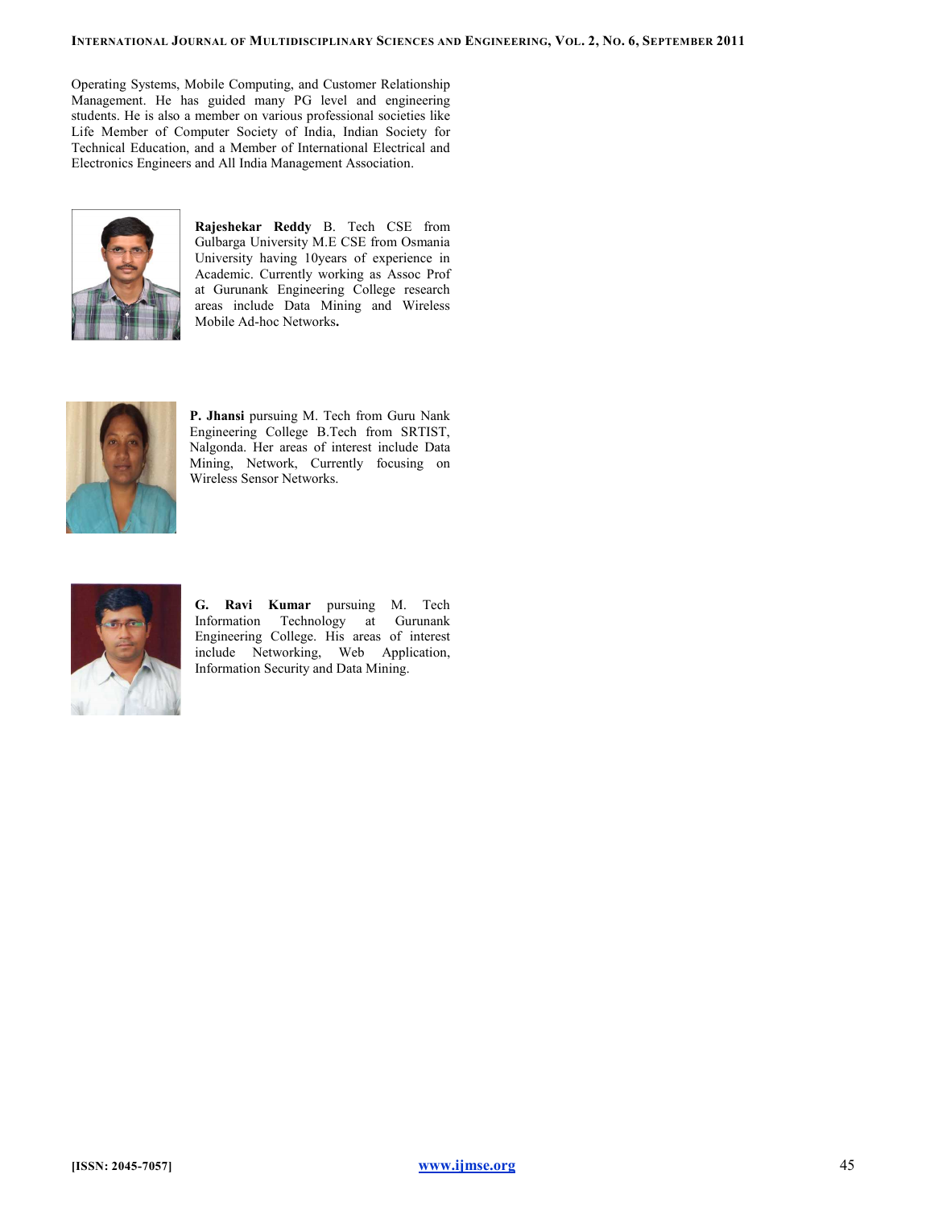Operating Systems, Mobile Computing, and Customer Relationship Management. He has guided many PG level and engineering students. He is also a member on various professional societies like Life Member of Computer Society of India, Indian Society for Technical Education, and a Member of International Electrical and Electronics Engineers and All India Management Association.

**Rajeshekar Reddy** B. Tech CSE from Gulbarga University M.E CSE from Osmania University having 10years of experience in Academic. Currently working as Assoc Prof at Gurunank Engineering College research areas include Data Mining and Wireless Mobile Ad-hoc Networks**.**

**P. Jhansi** pursuing M. Tech from Guru Nank Engineering College B.Tech from SRTIST, Nalgonda. Her areas of interest include Data Mining, Network, Currently focusing on Wireless Sensor Networks.

**G. Ravi Kumar** pursuing M. Tech Information Technology at Gurunank Engineering College. His areas of interest include Networking, Web Application, Information Security and Data Mining.